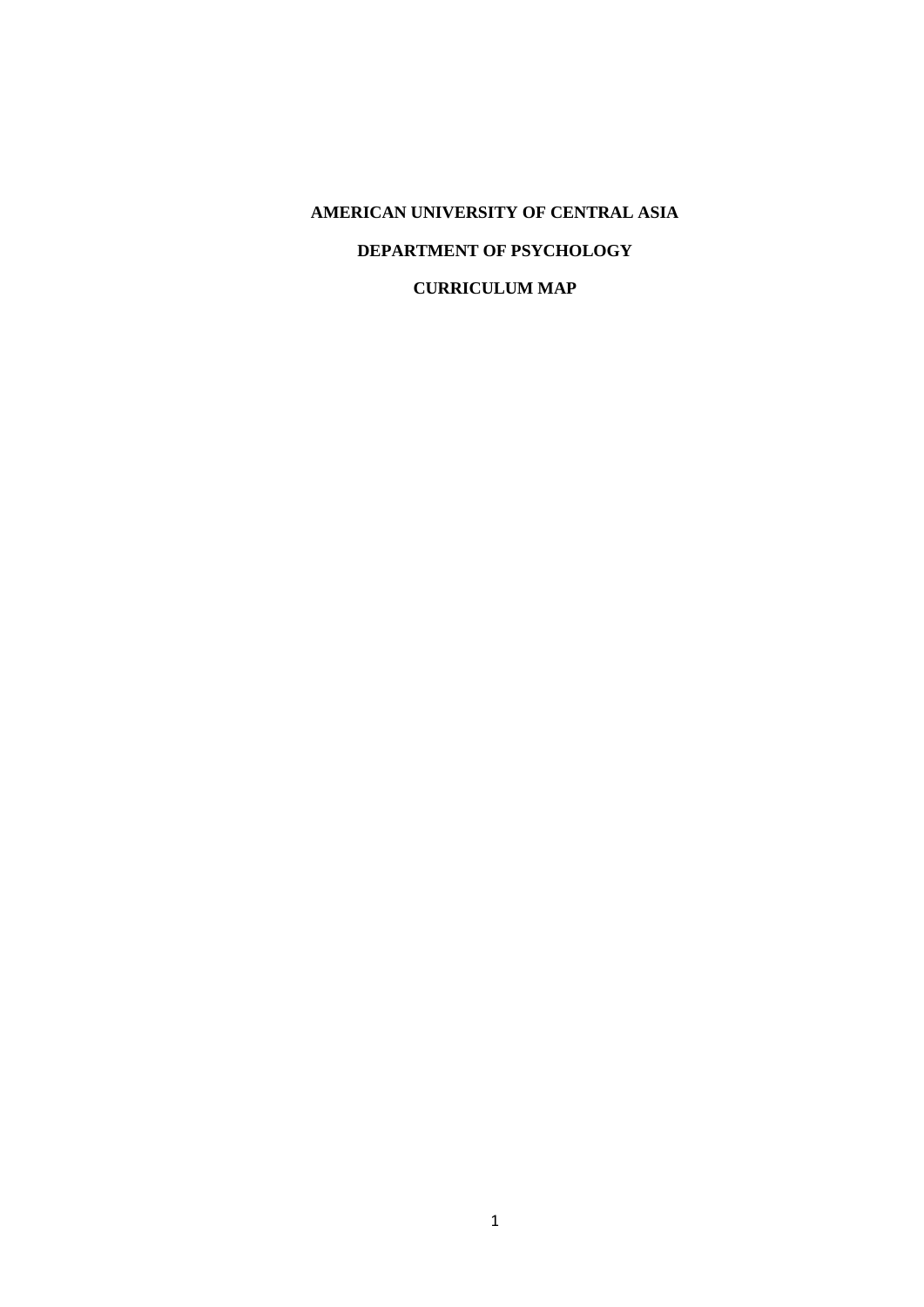# AMERICAN UNIVERSITY OF CENTRAL ASIA

## DEPARTMENT OF PSYCHOLOGY

## CURRICULUM MAP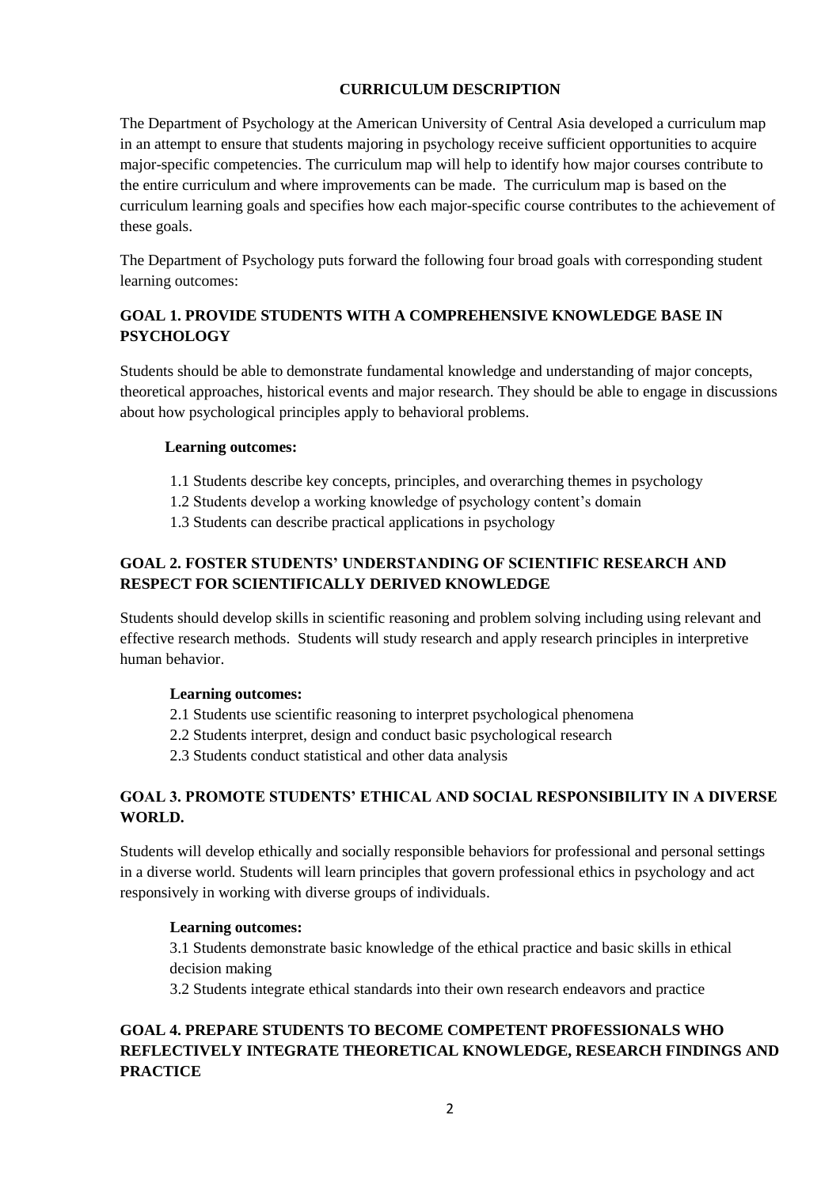# CURRICULUM DESCRIPTION

The Department of Psychology at the American University of Central Asia developed a curriculum map in an attempt to ensure that students majoring in psychology receive sufficient opportunities to acquire major-specific competencies. The curriculum map will help to identify how major courses contribute to the entire curriculum and where improvements can be made. The curriculum map is based on the curriculum learning goals and specifies how each major-specific course contributes to the achievement of these goals.

The Department of Psychology puts forward the following four broad goals with corresponding student learning outcomes:

## GOAL 1. PROVIDE STUDENTS WITH A COMPREHENSIVE KNOWLEDGE BASE IN PSYCHOLOGY

Students should be able to demonstrate fundamental knowledge and understanding of major concepts, theoretical approaches, historical events and major research. They should be able to engage in discussions about how psychological principles apply to behavioral problems.

**Learning outcomes:**

1.1 Students describe key concepts, principles, and overarching themes in psychology
1.2 Students develop a working knowledge of psychology content's domain
1.3 Students can describe practical applications in psychology

## GOAL 2. FOSTER STUDENTS' UNDERSTANDING OF SCIENTIFIC RESEARCH AND RESPECT FOR SCIENTIFICALLY DERIVED KNOWLEDGE

Students should develop skills in scientific reasoning and problem solving including using relevant and effective research methods. Students will study research and apply research principles in interpretive human behavior.

**Learning outcomes:**

2.1 Students use scientific reasoning to interpret psychological phenomena
2.2 Students interpret, design and conduct basic psychological research
2.3 Students conduct statistical and other data analysis

## GOAL 3. PROMOTE STUDENTS' ETHICAL AND SOCIAL RESPONSIBILITY IN A DIVERSE WORLD.

Students will develop ethically and socially responsible behaviors for professional and personal settings in a diverse world. Students will learn principles that govern professional ethics in psychology and act responsively in working with diverse groups of individuals.

**Learning outcomes:**

3.1 Students demonstrate basic knowledge of the ethical practice and basic skills in ethical decision making
3.2 Students integrate ethical standards into their own research endeavors and practice

## GOAL 4. PREPARE STUDENTS TO BECOME COMPETENT PROFESSIONALS WHO REFLECTIVELY INTEGRATE THEORETICAL KNOWLEDGE, RESEARCH FINDINGS AND PRACTICE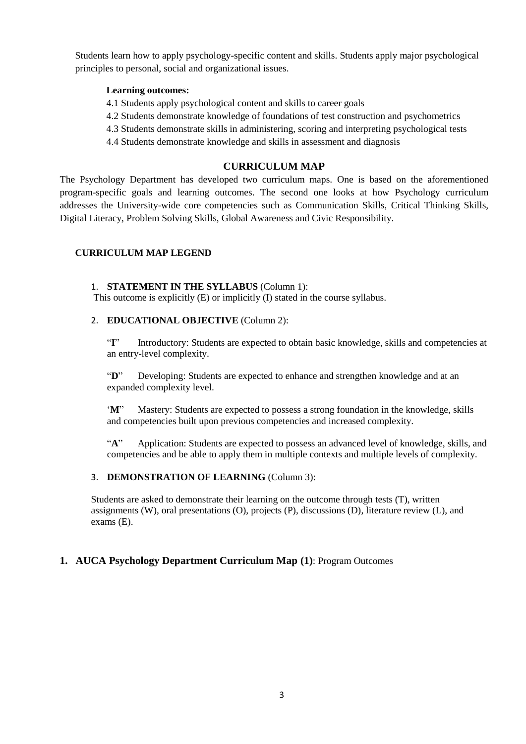Students learn how to apply psychology-specific content and skills. Students apply major psychological principles to personal, social and organizational issues.

**Learning outcomes:**

4.1 Students apply psychological content and skills to career goals

4.2 Students demonstrate knowledge of foundations of test construction and psychometrics

4.3 Students demonstrate skills in administering, scoring and interpreting psychological tests

4.4 Students demonstrate knowledge and skills in assessment and diagnosis

## CURRICULUM MAP

The Psychology Department has developed two curriculum maps. One is based on the aforementioned program-specific goals and learning outcomes. The second one looks at how Psychology curriculum addresses the University-wide core competencies such as Communication Skills, Critical Thinking Skills, Digital Literacy, Problem Solving Skills, Global Awareness and Civic Responsibility.

### CURRICULUM MAP LEGEND

1. **STATEMENT IN THE SYLLABUS** (Column 1):
   This outcome is explicitly (E) or implicitly (I) stated in the course syllabus.

2. **EDUCATIONAL OBJECTIVE** (Column 2):

   "**I**" Introductory: Students are expected to obtain basic knowledge, skills and competencies at an entry-level complexity.

   "**D**" Developing: Students are expected to enhance and strengthen knowledge and at an expanded complexity level.

   '**M**" Mastery: Students are expected to possess a strong foundation in the knowledge, skills and competencies built upon previous competencies and increased complexity.

   "**A**" Application: Students are expected to possess an advanced level of knowledge, skills, and competencies and be able to apply them in multiple contexts and multiple levels of complexity.

3. **DEMONSTRATION OF LEARNING** (Column 3):

   Students are asked to demonstrate their learning on the outcome through tests (T), written assignments (W), oral presentations (O), projects (P), discussions (D), literature review (L), and exams (E).

### 1. AUCA Psychology Department Curriculum Map (1): Program Outcomes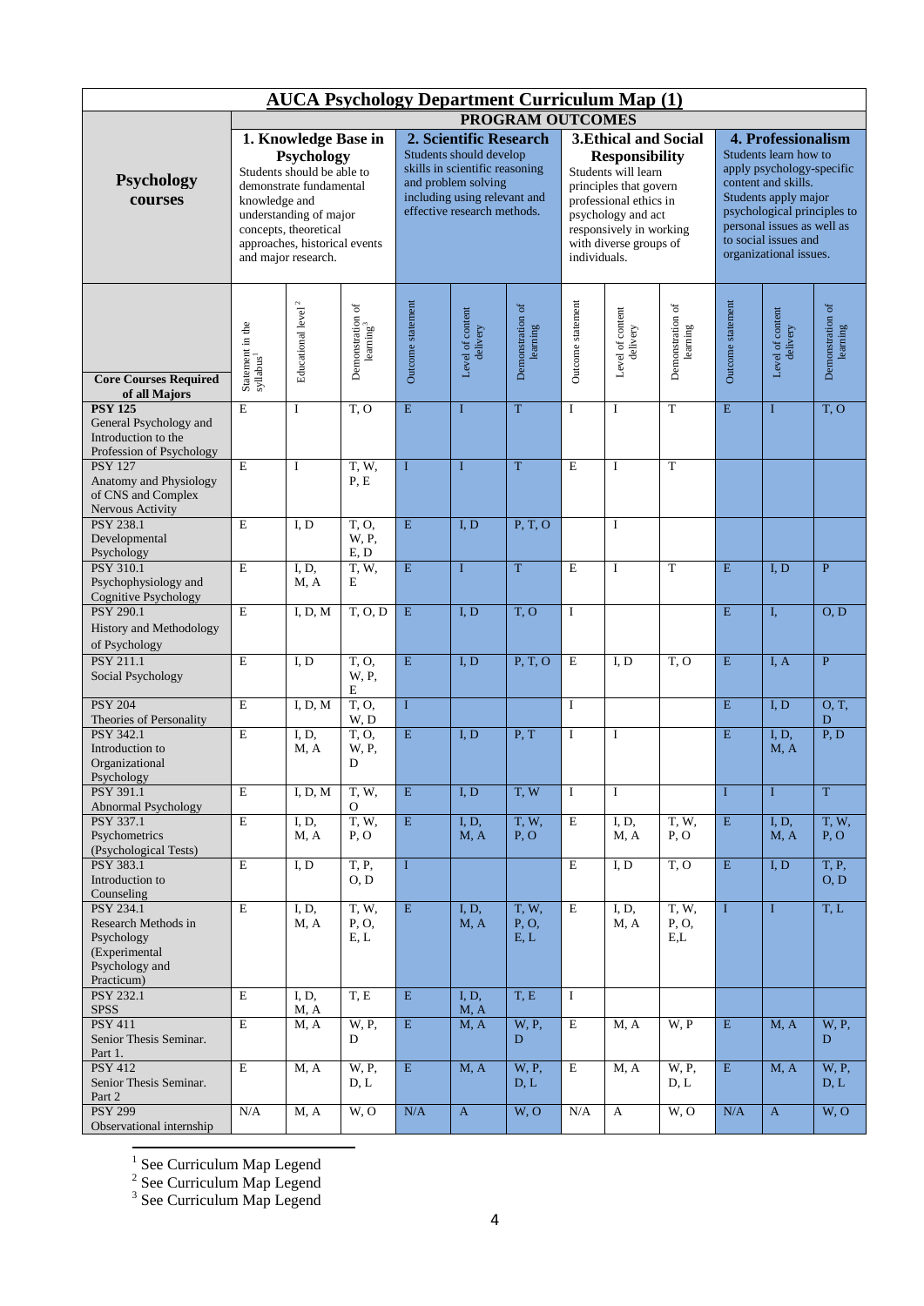# AUCA Psychology Department Curriculum Map (1)

| Psychology courses | PROGRAM OUTCOMES | | | | | | | | | | | |
|---|---|---|---|---|---|---|---|---|---|---|---|---|
| | **1. Knowledge Base in Psychology** Students should be able to demonstrate fundamental knowledge and understanding of major concepts, theoretical approaches, historical events and major research. | | | **2. Scientific Research** Students should develop skills in scientific reasoning and problem solving including using relevant and effective research methods. | | | **3.Ethical and Social Responsibility** Students will learn principles that govern professional ethics in psychology and act responsively in working with diverse groups of individuals. | | | **4. Professionalism** Students learn how to apply psychology-specific content and skills. Students apply major psychological principles to personal issues as well as to social issues and organizational issues. | | |
| **Core Courses Required of all Majors** | Statement in the syllabus[1] | Educational level[2] | Demonstration of learning[3] | Outcome statement | Level of content delivery | Demonstration of learning | Outcome statement | Level of content delivery | Demonstration of learning | Outcome statement | Level of content delivery | Demonstration of learning |
| **PSY 125** General Psychology and Introduction to the Profession of Psychology | E | I | T, O | E | I | T | I | I | T | E | I | T, O |
| PSY 127 Anatomy and Physiology of CNS and Complex Nervous Activity | E | I | T, W, P, E | I | I | T | E | I | T | | | |
| PSY 238.1 Developmental Psychology | E | I, D | T, O, W, P, E, D | E | I, D | P, T, O | | I | | | | |
| PSY 310.1 Psychophysiology and Cognitive Psychology | E | I, D, M, A | T, W, E | E | I | T | E | I | T | E | I, D | P |
| PSY 290.1 History and Methodology of Psychology | E | I, D, M | T, O, D | E | I, D | T, O | I | | | E | I, | O, D |
| PSY 211.1 Social Psychology | E | I, D | T, O, W, P, E | E | I, D | P, T, O | E | I, D | T, O | E | I, A | P |
| PSY 204 Theories of Personality | E | I, D, M | T, O, W, D | I | | | I | | | E | I, D | O, T, D |
| PSY 342.1 Introduction to Organizational Psychology | E | I, D, M, A | T, O, W, P, D | E | I, D | P, T | I | I | | E | I, D, M, A | P, D |
| PSY 391.1 Abnormal Psychology | E | I, D, M | T, W, O | E | I, D | T, W | I | I | | I | I | T |
| PSY 337.1 Psychometrics (Psychological Tests) | E | I, D, M, A | T, W, P, O | E | I, D, M, A | T, W, P, O | E | I, D, M, A | T, W, P, O | E | I, D, M, A | T, W, P, O |
| PSY 383.1 Introduction to Counseling | E | I, D | T, P, O, D | I | | | E | I, D | T, O | E | I, D | T, P, O, D |
| PSY 234.1 Research Methods in Psychology (Experimental Psychology and Practicum) | E | I, D, M, A | T, W, P, O, E, L | E | I, D, M, A | T, W, P, O, E, L | E | I, D, M, A | T, W, P, O, E,L | I | I | T, L |
| PSY 232.1 SPSS | E | I, D, M, A | T, E | E | I, D, M, A | T, E | I | | | | | |
| PSY 411 Senior Thesis Seminar. Part 1. | E | M, A | W, P, D | E | M, A | W, P, D | E | M, A | W, P | E | M, A | W, P, D |
| PSY 412 Senior Thesis Seminar. Part 2 | E | M, A | W, P, D, L | E | M, A | W, P, D, L | E | M, A | W, P, D, L | E | M, A | W, P, D, L |
| PSY 299 Observational internship | N/A | M, A | W, O | N/A | A | W, O | N/A | A | W, O | N/A | A | W, O |

[1] See Curriculum Map Legend
[2] See Curriculum Map Legend
[3] See Curriculum Map Legend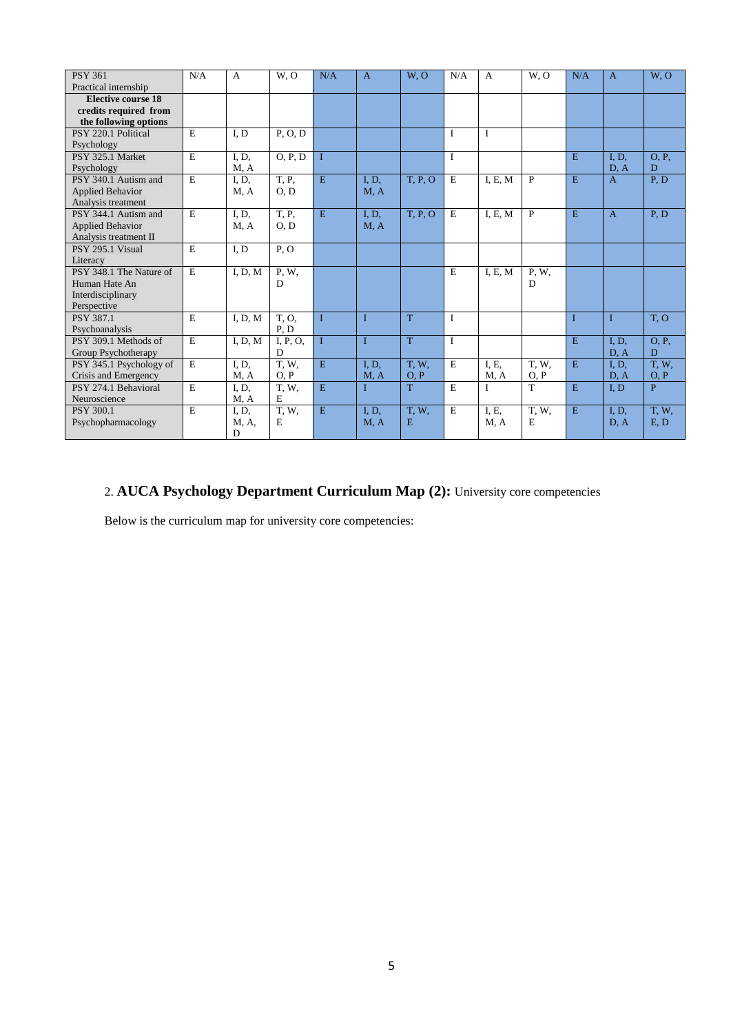| | | | | | | | | | | | | |
|---|---|---|---|---|---|---|---|---|---|---|---|---|
| PSY 361 Practical internship | N/A | A | W, O | N/A | A | W, O | N/A | A | W, O | N/A | A | W, O |
| **Elective course 18 credits required from the following options** | | | | | | | | | | | | |
| PSY 220.1 Political Psychology | E | I, D | P, O, D | | | | I | I | | | | |
| PSY 325.1 Market Psychology | E | I, D, M, A | O, P, D | I | | | I | | | E | I, D, D, A | O, P, D |
| PSY 340.1 Autism and Applied Behavior Analysis treatment | E | I, D, M, A | T, P, O, D | E | I, D, M, A | T, P, O | E | I, E, M | P | E | A | P, D |
| PSY 344.1 Autism and Applied Behavior Analysis treatment II | E | I, D, M, A | T, P, O, D | E | I, D, M, A | T, P, O | E | I, E, M | P | E | A | P, D |
| PSY 295.1 Visual Literacy | E | I, D | P, O | | | | | | | | | |
| PSY 348.1 The Nature of Human Hate An Interdisciplinary Perspective | E | I, D, M | P, W, D | | | | E | I, E, M | P, W, D | | | |
| PSY 387.1 Psychoanalysis | E | I, D, M | T, O, P, D | I | I | T | I | | | I | I | T, O |
| PSY 309.1 Methods of Group Psychotherapy | E | I, D, M | I, P, O, D | I | I | T | I | | | E | I, D, D, A | O, P, D |
| PSY 345.1 Psychology of Crisis and Emergency | E | I, D, M, A | T, W, O, P | E | I, D, M, A | T, W, O, P | E | I, E, M, A | T, W, O, P | E | I, D, D, A | T, W, O, P |
| PSY 274.1 Behavioral Neuroscience | E | I, D, M, A | T, W, E | E | I | T | E | I | T | E | I, D | P |
| PSY 300.1 Psychopharmacology | E | I, D, M, A, D | T, W, E | E | I, D, M, A | T, W, E | E | I, E, M, A | T, W, E | E | I, D, D, A | T, W, E, D |

2. **AUCA Psychology Department Curriculum Map (2):** University core competencies

Below is the curriculum map for university core competencies: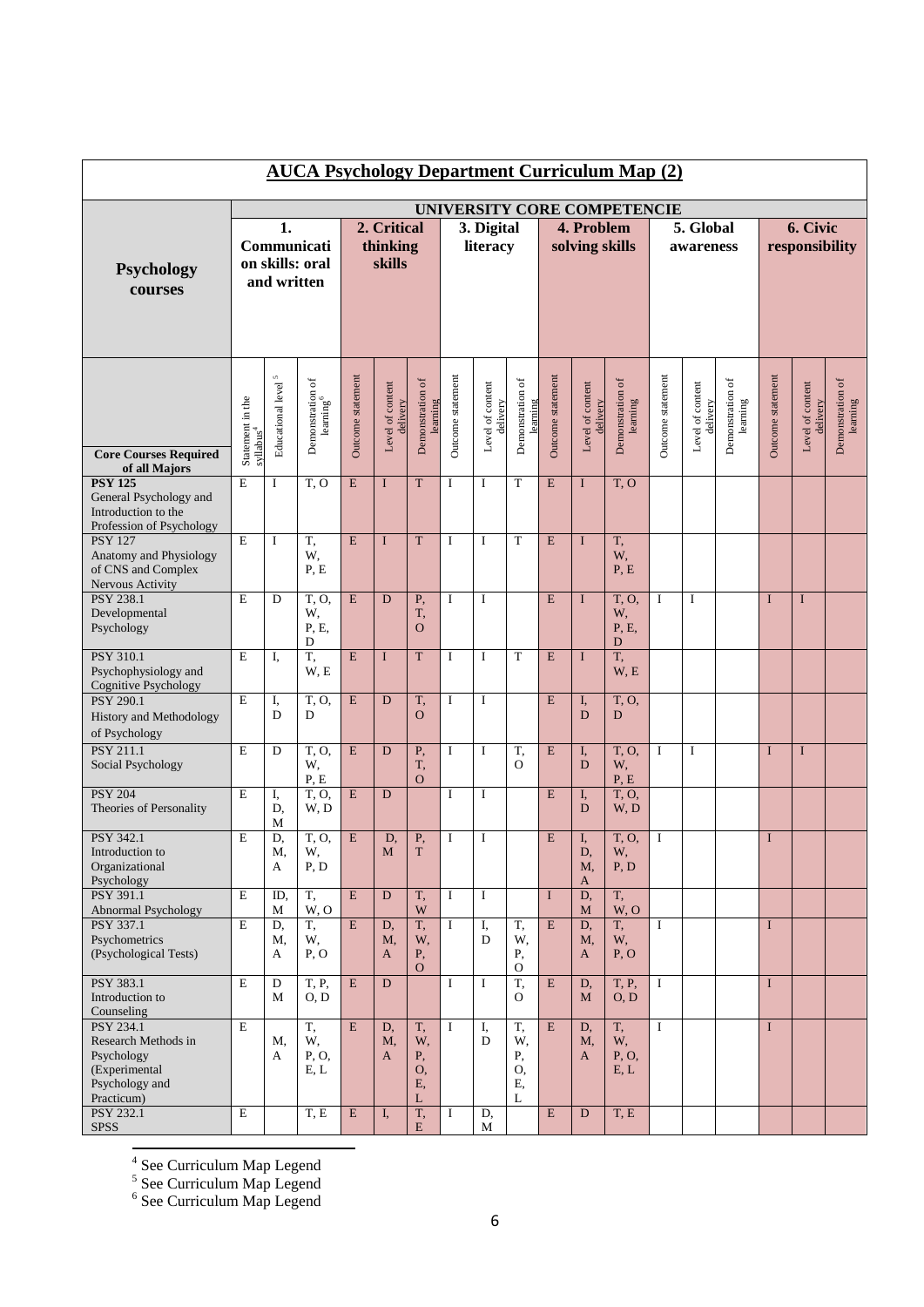## AUCA Psychology Department Curriculum Map (2)

| Psychology courses | UNIVERSITY CORE COMPETENCIE | | | | | | | | | | | | | | | | | |
|---|---|---|---|---|---|---|---|---|---|---|---|---|---|---|---|---|---|---|
| | 1. Communications skills: oral and written | | | 2. Critical thinking skills | | | 3. Digital literacy | | | 4. Problem solving skills | | | 5. Global awareness | | | 6. Civic responsibility | | |
| Core Courses Required of all Majors | Statement in the syllabus[4] | Educational level[5] | Demonstration of learning[6] | Outcome statement | Level of content delivery | Demonstration of learning | Outcome statement | Level of content delivery | Demonstration of learning | Outcome statement | Level of content delivery | Demonstration of learning | Outcome statement | Level of content delivery | Demonstration of learning | Outcome statement | Level of content delivery | Demonstration of learning |
| **PSY 125** General Psychology and Introduction to the Profession of Psychology | E | I | T, O | E | I | T | I | I | T | E | I | T, O | | | | | | |
| PSY 127 Anatomy and Physiology of CNS and Complex Nervous Activity | E | I | T, W, P, E | E | I | T | I | I | T | E | I | T, W, P, E | | | | | | |
| PSY 238.1 Developmental Psychology | E | D | T, O, W, P, E, D | E | D | P, T, O | I | I | | E | I | T, O, W, P, E, D | I | I | | I | I | |
| PSY 310.1 Psychophysiology and Cognitive Psychology | E | I, | T, W, E | E | I | T | I | I | T | E | I | T, W, E | | | | | | |
| PSY 290.1 History and Methodology of Psychology | E | I, D | T, O, D | E | D | T, O | I | I | | E | I, D | T, O, D | | | | | | |
| PSY 211.1 Social Psychology | E | D | T, O, W, P, E | E | D | P, T, O | I | I | T, O | E | I, D | T, O, W, P, E | I | I | | I | I | |
| PSY 204 Theories of Personality | E | I, D, M | T, O, W, D | E | D | | I | I | | E | I, D | T, O, W, D | | | | | | |
| PSY 342.1 Introduction to Organizational Psychology | E | D, M, A | T, O, W, P, D | E | D, M | P, T | I | I | | E | I, D, M, A | T, O, W, P, D | I | | | I | | |
| PSY 391.1 Abnormal Psychology | E | ID, M | T, W, O | E | D | T, W | I | I | | I | D, M | T, W, O | | | | | | |
| PSY 337.1 Psychometrics (Psychological Tests) | E | D, M, A | T, W, P, O | E | D, M, A | T, W, P, O | I | I, D | T, W, P, O | E | D, M, A | T, W, P, O | I | | | I | | |
| PSY 383.1 Introduction to Counseling | E | D M | T, P, O, D | E | D | | I | I | T, O | E | D, M | T, P, O, D | I | | | I | | |
| PSY 234.1 Research Methods in Psychology (Experimental Psychology and Practicum) | E | M, A | T, W, P, O, E, L | E | D, M, A | T, W, P, O, E, L | I | I, D | T, W, P, O, E, L | E | D, M, A | T, W, P, O, E, L | I | | | I | | |
| PSY 232.1 SPSS | E | | T, E | E | I, | T, E | I | D, M | | E | D | T, E | | | | | | |

[4] See Curriculum Map Legend

[5] See Curriculum Map Legend

[6] See Curriculum Map Legend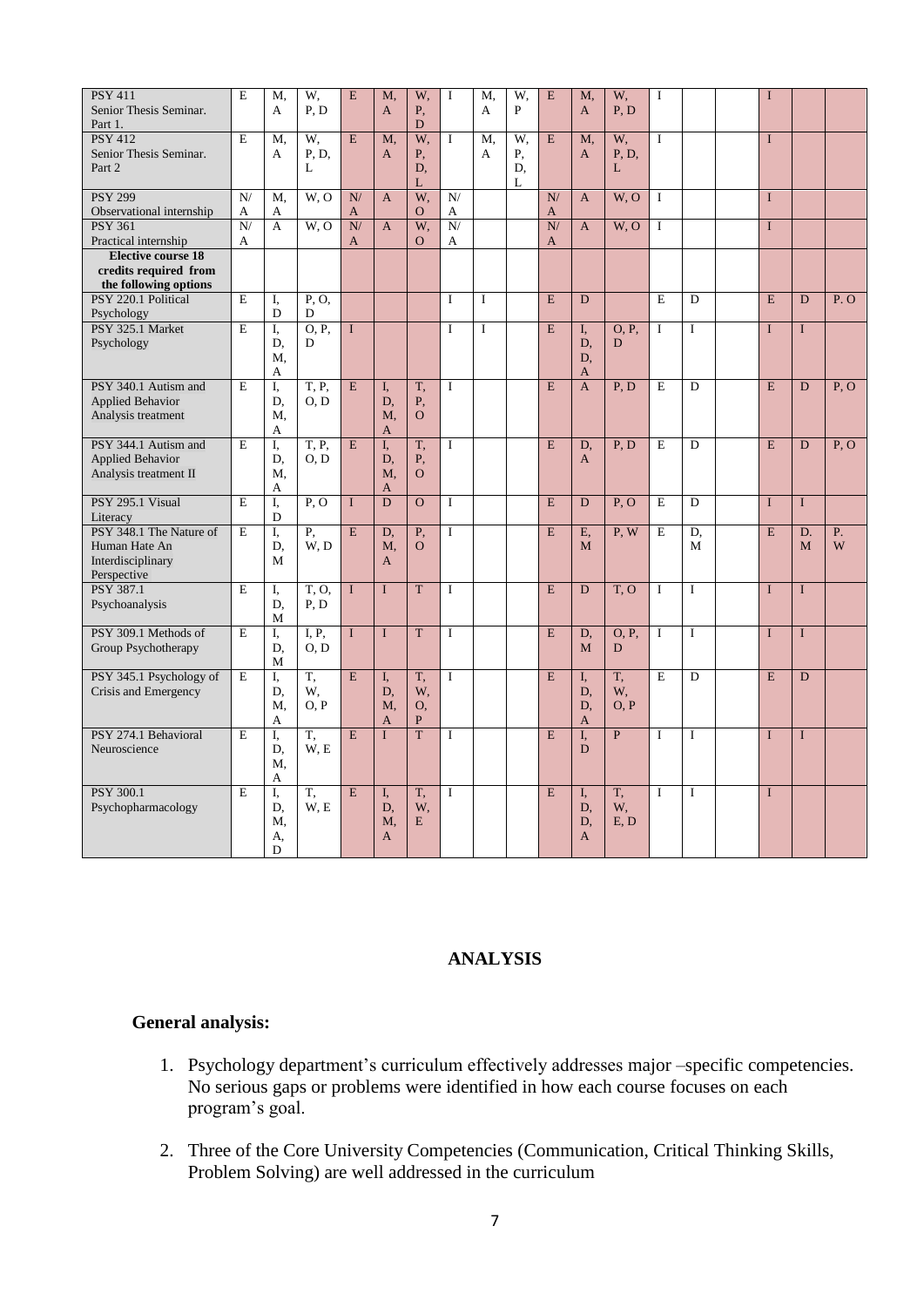| | | | | | | | | | | | | | | | | | | |
|---|---|---|---|---|---|---|---|---|---|---|---|---|---|---|---|---|---|---|
| PSY 411 Senior Thesis Seminar. Part 1. | E | M, A | W, P, D | E | M, A | W, P, D | I | M, A | W, P | E | M, A | W, P, D | I | | | I | | |
| PSY 412 Senior Thesis Seminar. Part 2 | E | M, A | W, P, D, L | E | M, A | W, P, D, L | I | M, A | W, P, D, L | E | M, A | W, P, D, L | I | | | I | | |
| PSY 299 Observational internship | N/A | M, A | W, O | N/A | A | W, O | N/A | | | N/A | A | W, O | I | | | I | | |
| PSY 361 Practical internship | N/A | A | W, O | N/A | A | W, O | N/A | | | N/A | A | W, O | I | | | I | | |
| **Elective course 18 credits required from the following options** | | | | | | | | | | | | | | | | | | |
| PSY 220.1 Political Psychology | E | I, D | P, O, D | | | | I | I | | E | D | | E | D | | E | D | P. O |
| PSY 325.1 Market Psychology | E | I, D, M, A | O, P, D | I | | | I | I | | E | I, D, D, A | O, P, D | I | I | | I | I | |
| PSY 340.1 Autism and Applied Behavior Analysis treatment | E | I, D, M, A | T, P, O, D | E | I, D, M, A | T, P, O | I | | | E | A | P, D | E | D | | E | D | P, O |
| PSY 344.1 Autism and Applied Behavior Analysis treatment II | E | I, D, M, A | T, P, O, D | E | I, D, M, A | T, P, O | I | | | E | D, A | P, D | E | D | | E | D | P, O |
| PSY 295.1 Visual Literacy | E | I, D | P, O | I | D | O | I | | | E | D | P, O | E | D | | I | I | |
| PSY 348.1 The Nature of Human Hate An Interdisciplinary Perspective | E | I, D, M | P, W, D | E | D, M, A | P, O | I | | | E | E, M | P, W | E | D, M | | E | D. M | P. W |
| PSY 387.1 Psychoanalysis | E | I, D, M | T, O, P, D | I | I | T | I | | | E | D | T, O | I | I | | I | I | |
| PSY 309.1 Methods of Group Psychotherapy | E | I, D, M | I, P, O, D | I | I | T | I | | | E | D, M | O, P, D | I | I | | I | I | |
| PSY 345.1 Psychology of Crisis and Emergency | E | I, D, M, A | T, W, O, P | E | I, D, M, A | T, W, O, P | I | | | E | I, D, D, A | T, W, O, P | E | D | | E | D | |
| PSY 274.1 Behavioral Neuroscience | E | I, D, M, A | T, W, E | E | I | T | I | | | E | I, D | P | I | I | | I | I | |
| PSY 300.1 Psychopharmacology | E | I, D, M, A, D | T, W, E | E | I, D, M, A | T, W, E | I | | | E | I, D, D, A | T, W, E, D | I | I | | I | | |

## ANALYSIS

### General analysis:

1. Psychology department's curriculum effectively addresses major –specific competencies. No serious gaps or problems were identified in how each course focuses on each program's goal.

2. Three of the Core University Competencies (Communication, Critical Thinking Skills, Problem Solving) are well addressed in the curriculum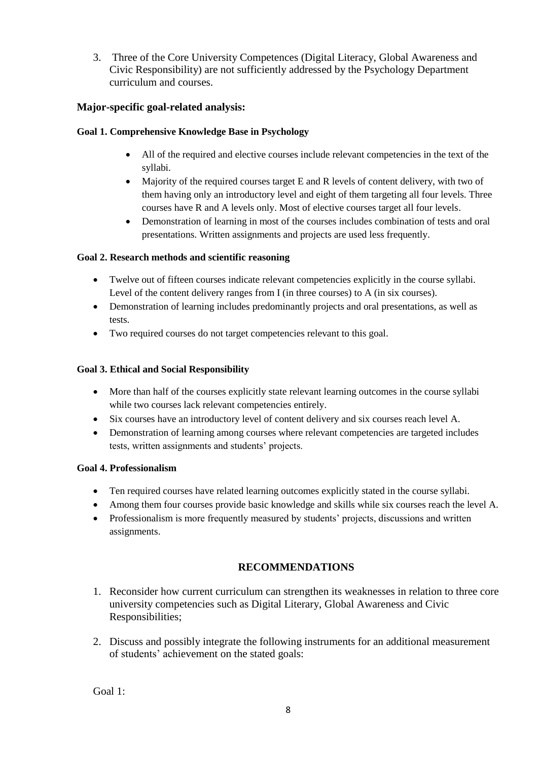3. Three of the Core University Competences (Digital Literacy, Global Awareness and Civic Responsibility) are not sufficiently addressed by the Psychology Department curriculum and courses.

### Major-specific goal-related analysis:

#### Goal 1. Comprehensive Knowledge Base in Psychology

- All of the required and elective courses include relevant competencies in the text of the syllabi.
- Majority of the required courses target E and R levels of content delivery, with two of them having only an introductory level and eight of them targeting all four levels. Three courses have R and A levels only. Most of elective courses target all four levels.
- Demonstration of learning in most of the courses includes combination of tests and oral presentations. Written assignments and projects are used less frequently.

#### Goal 2. Research methods and scientific reasoning

- Twelve out of fifteen courses indicate relevant competencies explicitly in the course syllabi. Level of the content delivery ranges from I (in three courses) to A (in six courses).
- Demonstration of learning includes predominantly projects and oral presentations, as well as tests.
- Two required courses do not target competencies relevant to this goal.

#### Goal 3. Ethical and Social Responsibility

- More than half of the courses explicitly state relevant learning outcomes in the course syllabi while two courses lack relevant competencies entirely.
- Six courses have an introductory level of content delivery and six courses reach level A.
- Demonstration of learning among courses where relevant competencies are targeted includes tests, written assignments and students' projects.

#### Goal 4. Professionalism

- Ten required courses have related learning outcomes explicitly stated in the course syllabi.
- Among them four courses provide basic knowledge and skills while six courses reach the level A.
- Professionalism is more frequently measured by students' projects, discussions and written assignments.

## RECOMMENDATIONS

1. Reconsider how current curriculum can strengthen its weaknesses in relation to three core university competencies such as Digital Literary, Global Awareness and Civic Responsibilities;

2. Discuss and possibly integrate the following instruments for an additional measurement of students' achievement on the stated goals:

Goal 1: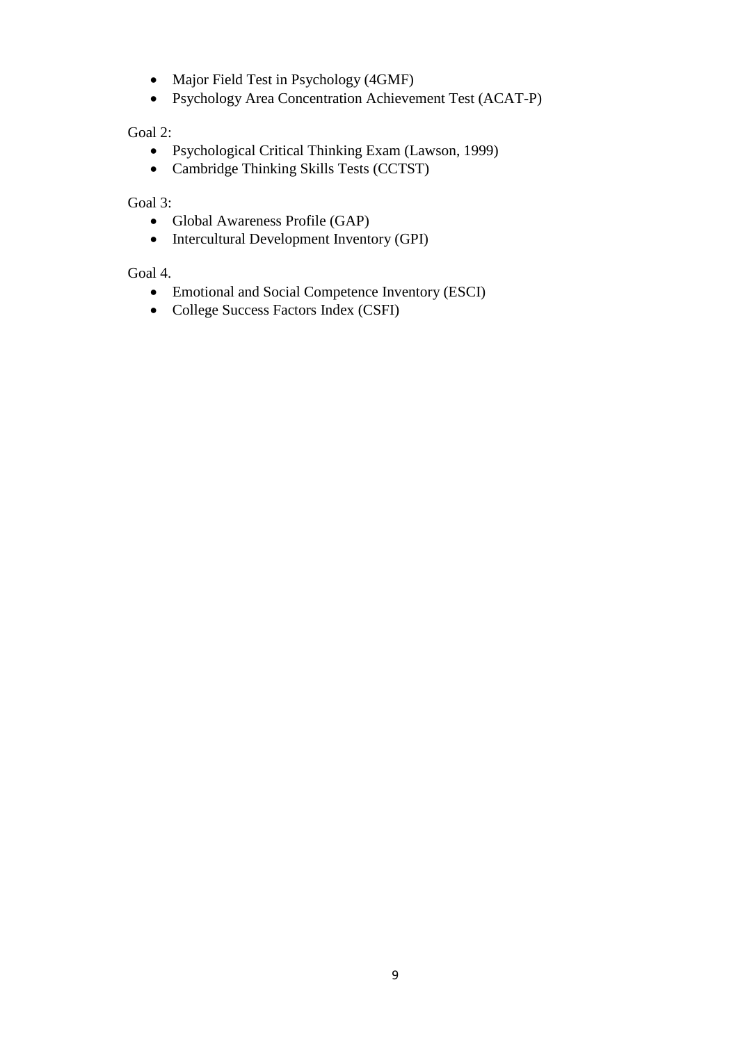- Major Field Test in Psychology (4GMF)
- Psychology Area Concentration Achievement Test (ACAT-P)

Goal 2:

- Psychological Critical Thinking Exam (Lawson, 1999)
- Cambridge Thinking Skills Tests (CCTST)

Goal 3:

- Global Awareness Profile (GAP)
- Intercultural Development Inventory (GPI)

Goal 4.

- Emotional and Social Competence Inventory (ESCI)
- College Success Factors Index (CSFI)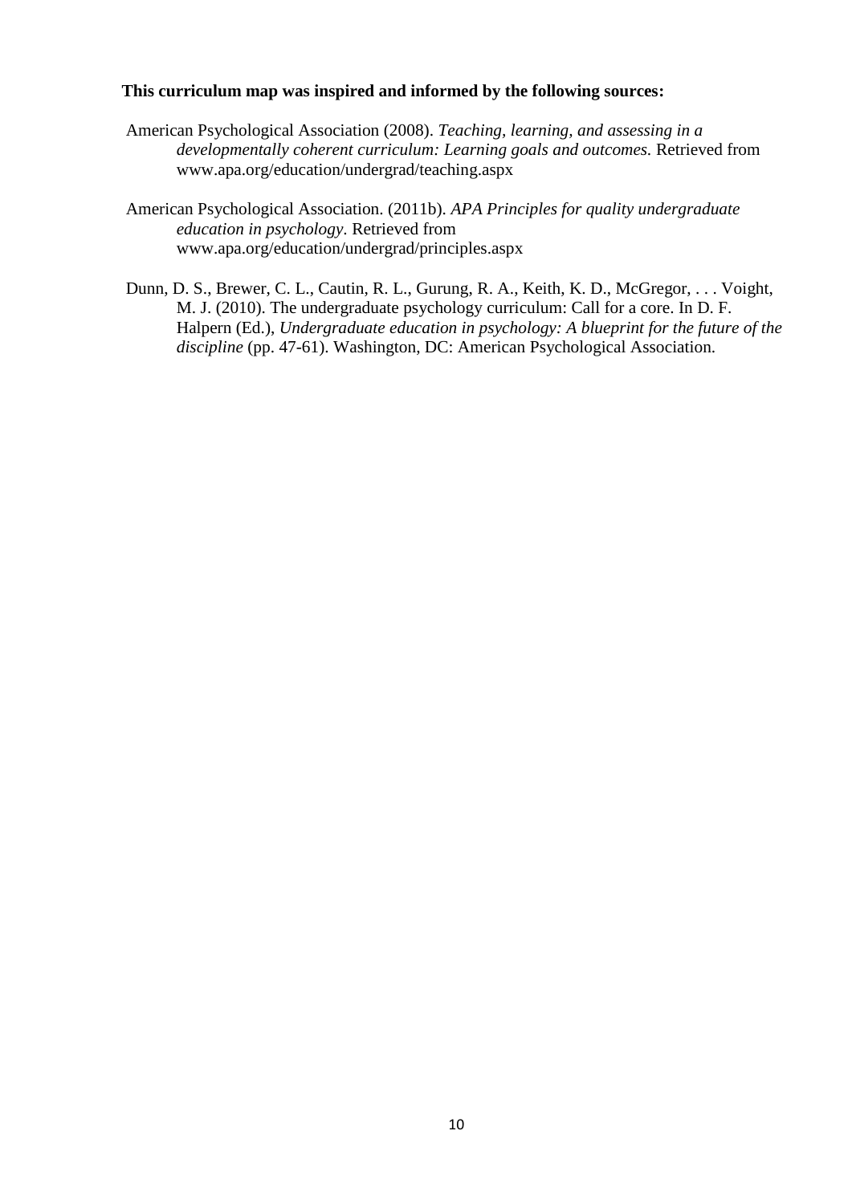**This curriculum map was inspired and informed by the following sources:**

American Psychological Association (2008). *Teaching, learning, and assessing in a developmentally coherent curriculum: Learning goals and outcomes.* Retrieved from www.apa.org/education/undergrad/teaching.aspx

American Psychological Association. (2011b). *APA Principles for quality undergraduate education in psychology*. Retrieved from www.apa.org/education/undergrad/principles.aspx

Dunn, D. S., Brewer, C. L., Cautin, R. L., Gurung, R. A., Keith, K. D., McGregor, . . . Voight, M. J. (2010). The undergraduate psychology curriculum: Call for a core. In D. F. Halpern (Ed.), *Undergraduate education in psychology: A blueprint for the future of the discipline* (pp. 47-61). Washington, DC: American Psychological Association.